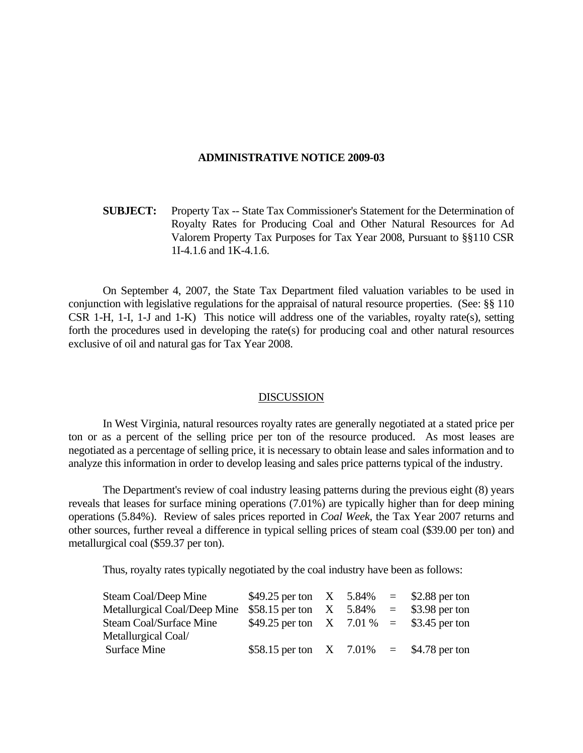**ADMINISTRATIVE NOTICE 2009-03**

**SUBJECT:** Property Tax -- State Tax Commissioner's Statement for the Determination of Royalty Rates for Producing Coal and Other Natural Resources for Ad Valorem Property Tax Purposes for Tax Year 2008, Pursuant to §§110 CSR 1I-4.1.6 and 1K-4.1.6.

On September 4, 2007, the State Tax Department filed valuation variables to be used in conjunction with legislative regulations for the appraisal of natural resource properties. (See: §§ 110 CSR 1-H, 1-I, 1-J and 1-K) This notice will address one of the variables, royalty rate(s), setting forth the procedures used in developing the rate(s) for producing coal and other natural resources exclusive of oil and natural gas for Tax Year 2008.

## DISCUSSION

In West Virginia, natural resources royalty rates are generally negotiated at a stated price per ton or as a percent of the selling price per ton of the resource produced. As most leases are negotiated as a percentage of selling price, it is necessary to obtain lease and sales information and to analyze this information in order to develop leasing and sales price patterns typical of the industry.

The Department's review of coal industry leasing patterns during the previous eight (8) years reveals that leases for surface mining operations (7.01%) are typically higher than for deep mining operations (5.84%). Review of sales prices reported in *Coal Week*, the Tax Year 2007 returns and other sources, further reveal a difference in typical selling prices of steam coal ($39.00 per ton) and metallurgical coal ($59.37 per ton).

Thus, royalty rates typically negotiated by the coal industry have been as follows:

| | | | | | |
|---|---|---|---|---|---|
| Steam Coal/Deep Mine | $49.25 per ton | X | 5.84% | = | $2.88 per ton |
| Metallurgical Coal/Deep Mine | $58.15 per ton | X | 5.84% | = | $3.98 per ton |
| Steam Coal/Surface Mine | $49.25 per ton | X | 7.01 % | = | $3.45 per ton |
| Metallurgical Coal/ Surface Mine | $58.15 per ton | X | 7.01% | = | $4.78 per ton |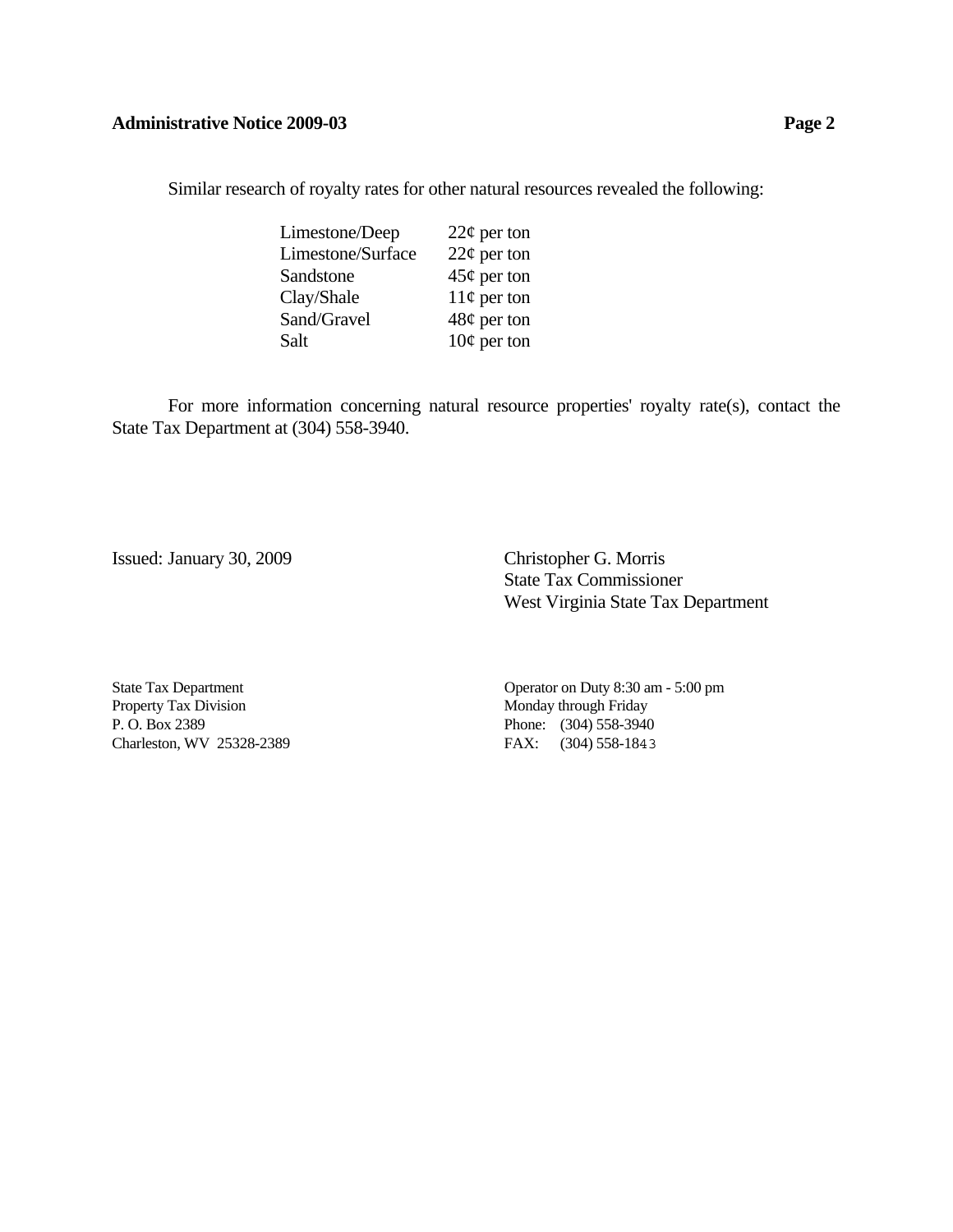Similar research of royalty rates for other natural resources revealed the following:

| | |
|---|---|
| Limestone/Deep | 22¢ per ton |
| Limestone/Surface | 22¢ per ton |
| Sandstone | 45¢ per ton |
| Clay/Shale | 11¢ per ton |
| Sand/Gravel | 48¢ per ton |
| Salt | 10¢ per ton |

For more information concerning natural resource properties' royalty rate(s), contact the State Tax Department at (304) 558-3940.

Issued: January 30, 2009

Christopher G. Morris
State Tax Commissioner
West Virginia State Tax Department

State Tax Department
Property Tax Division
P. O. Box 2389
Charleston, WV 25328-2389

Operator on Duty 8:30 am - 5:00 pm
Monday through Friday
Phone: (304) 558-3940
FAX: (304) 558-1843